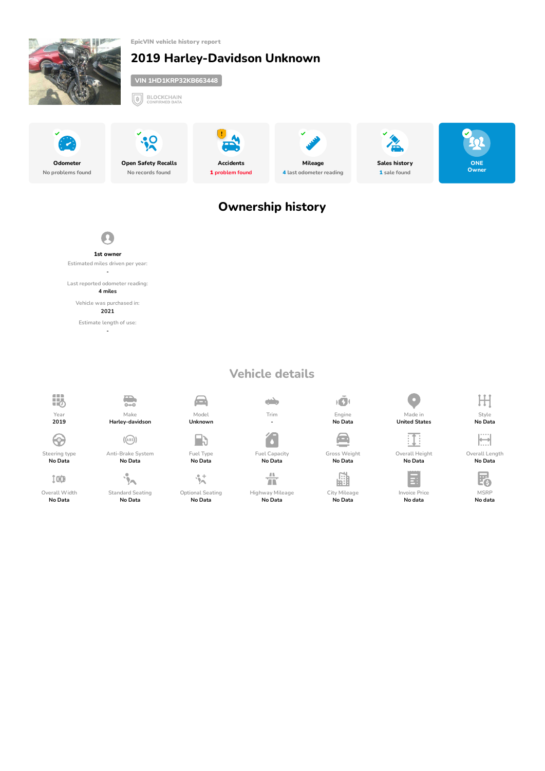EpicVIN vehicle history report

# 2019 Harley-Davidson Unknown

VIN 1HD1KRP32KB663448

BLOCKCHAIN CONFIRMED DATA

| Odometer | Open Safety Recalls | Accidents | Mileage | Sales history | ONE Owner |
|---|---|---|---|---|---|
| No problems found | No records found | 1 problem found | 4 last odometer reading | 1 sale found | |

## Ownership history

**1st owner**

Estimated miles driven per year:
-

Last reported odometer reading:
**4 miles**

Vehicle was purchased in:
**2021**

Estimate length of use:
-

## Vehicle details

| Year | Make | Model | Trim | Engine | Made in | Style |
|---|---|---|---|---|---|---|
| 2019 | Harley-davidson | Unknown | - | No Data | United States | No Data |

| Steering type | Anti-Brake System | Fuel Type | Fuel Capacity | Gross Weight | Overall Height | Overall Length |
|---|---|---|---|---|---|---|
| No Data | No Data | No Data | No Data | No Data | No Data | No Data |

| Overall Width | Standard Seating | Optional Seating | Highway Mileage | City Mileage | Invoice Price | MSRP |
|---|---|---|---|---|---|---|
| No Data | No Data | No Data | No Data | No Data | No data | No data |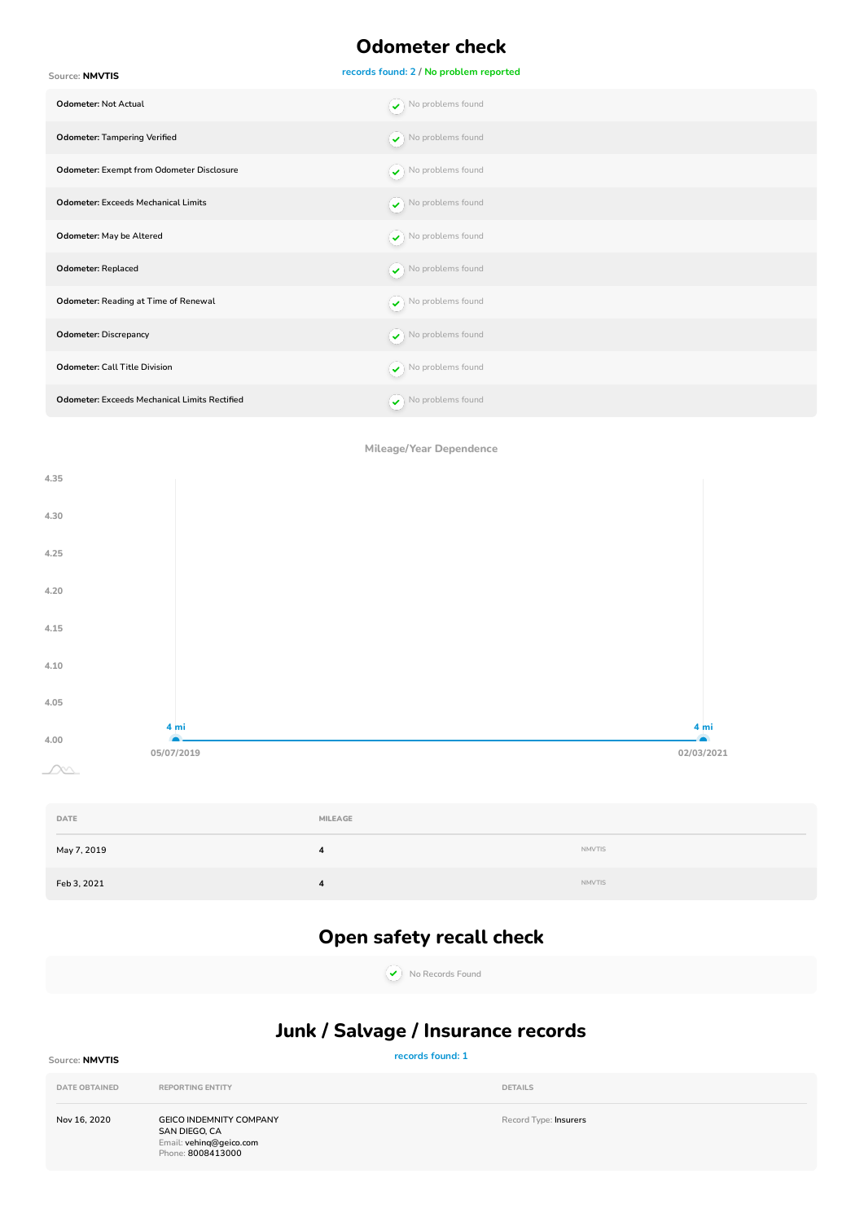# Odometer check

Source: **NMVTIS**

records found: 2 / No problem reported

| | |
|---|---|
| **Odometer:** Not Actual | No problems found |
| **Odometer:** Tampering Verified | No problems found |
| **Odometer:** Exempt from Odometer Disclosure | No problems found |
| **Odometer:** Exceeds Mechanical Limits | No problems found |
| **Odometer:** May be Altered | No problems found |
| **Odometer:** Replaced | No problems found |
| **Odometer:** Reading at Time of Renewal | No problems found |
| **Odometer:** Discrepancy | No problems found |
| **Odometer:** Call Title Division | No problems found |
| **Odometer:** Exceeds Mechanical Limits Rectified | No problems found |

Mileage/Year Dependence

| DATE | MILEAGE | |
|---|---|---|
| May 7, 2019 | 4 | NMVTIS |
| Feb 3, 2021 | 4 | NMVTIS |

# Open safety recall check

No Records Found

# Junk / Salvage / Insurance records

Source: **NMVTIS**

records found: 1

| DATE OBTAINED | REPORTING ENTITY | DETAILS |
|---|---|---|
| Nov 16, 2020 | GEICO INDEMNITY COMPANY<br>SAN DIEGO, CA<br>Email: vehinq@geico.com<br>Phone: 8008413000 | Record Type: Insurers |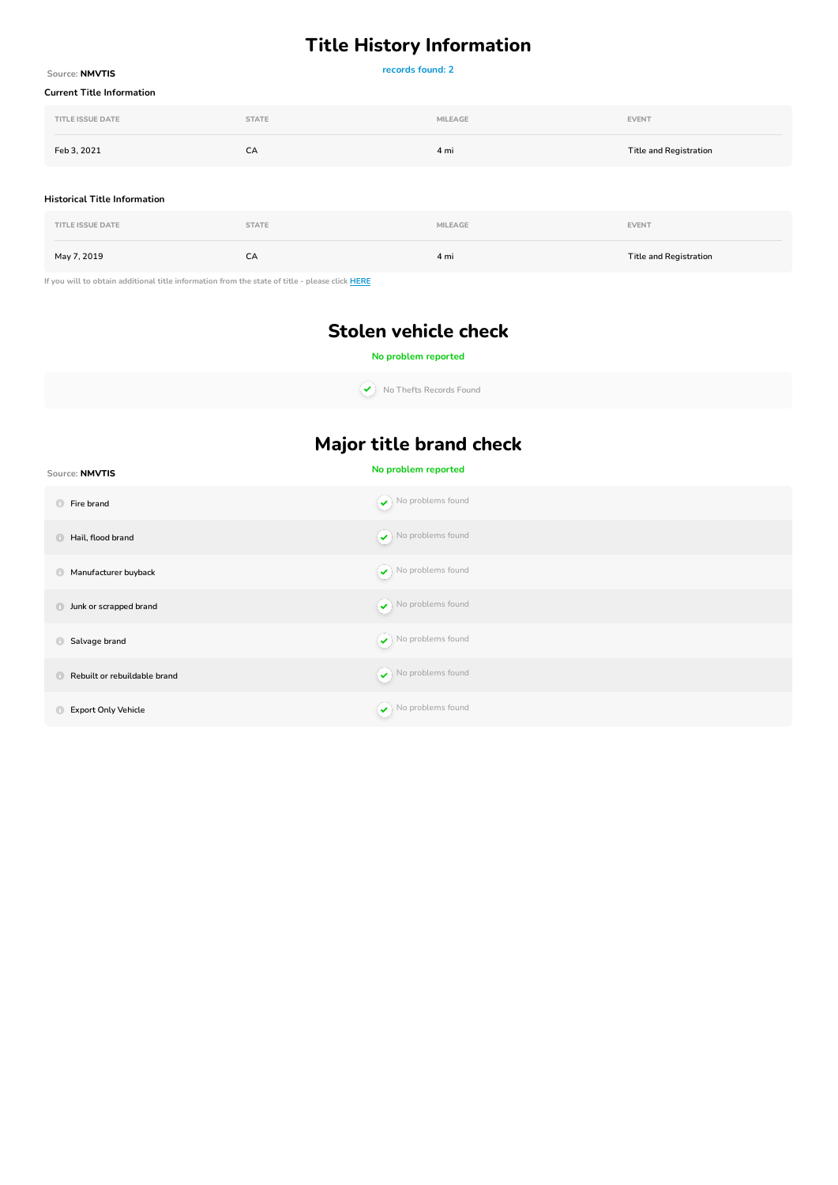# Title History Information

Source: **NMVTIS**

records found: 2

**Current Title Information**

| TITLE ISSUE DATE | STATE | MILEAGE | EVENT |
| --- | --- | --- | --- |
| Feb 3, 2021 | CA | 4 mi | Title and Registration |

**Historical Title Information**

| TITLE ISSUE DATE | STATE | MILEAGE | EVENT |
| --- | --- | --- | --- |
| May 7, 2019 | CA | 4 mi | Title and Registration |

If you will to obtain additional title information from the state of title - please click HERE

# Stolen vehicle check

No problem reported

No Thefts Records Found

# Major title brand check

Source: **NMVTIS**

No problem reported

| | |
| --- | --- |
| Fire brand | No problems found |
| Hail, flood brand | No problems found |
| Manufacturer buyback | No problems found |
| Junk or scrapped brand | No problems found |
| Salvage brand | No problems found |
| Rebuilt or rebuildable brand | No problems found |
| Export Only Vehicle | No problems found |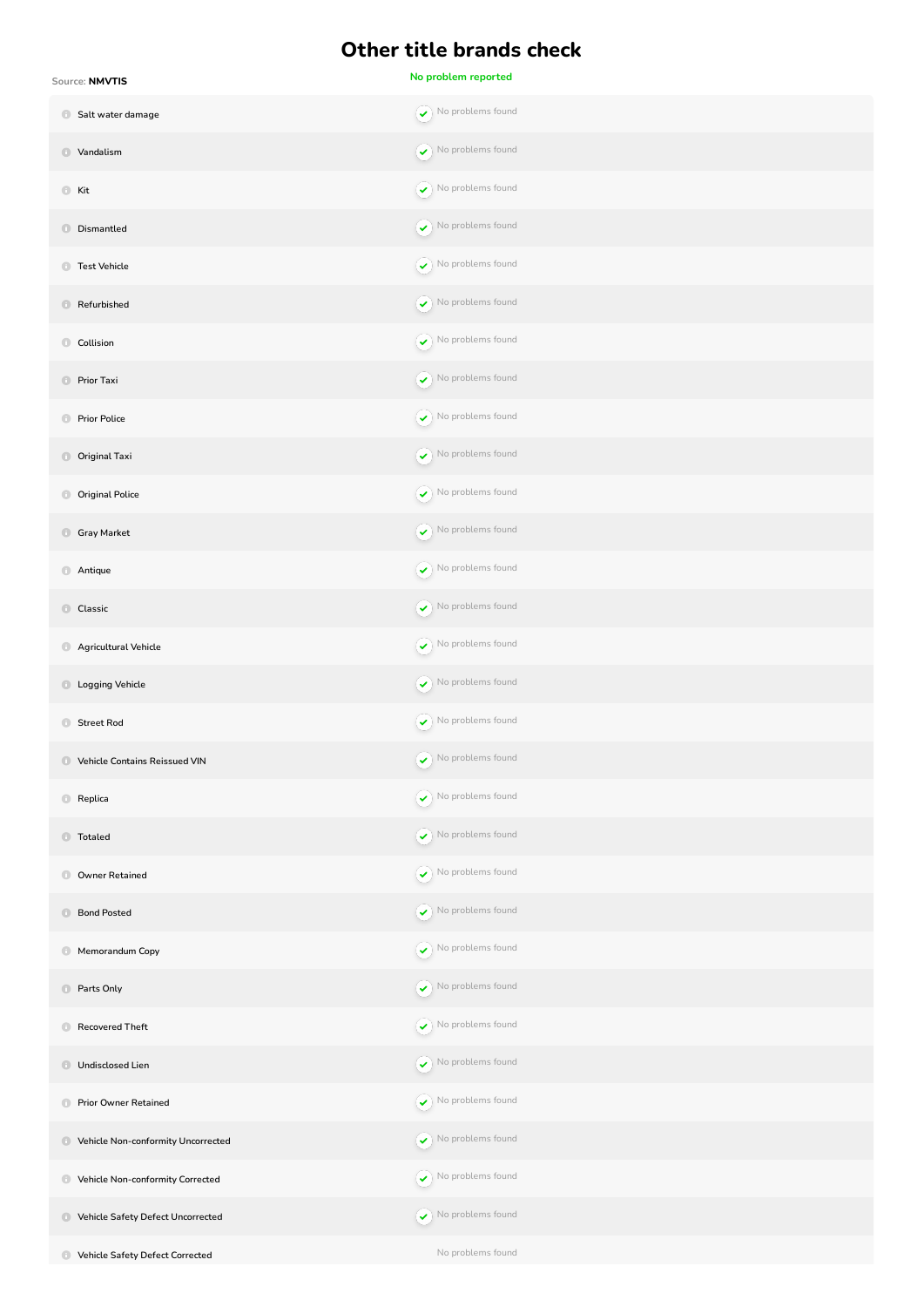# Other title brands check

Source: **NMVTIS**

No problem reported

| Check | Result |
|---|---|
| Salt water damage | No problems found |
| Vandalism | No problems found |
| Kit | No problems found |
| Dismantled | No problems found |
| Test Vehicle | No problems found |
| Refurbished | No problems found |
| Collision | No problems found |
| Prior Taxi | No problems found |
| Prior Police | No problems found |
| Original Taxi | No problems found |
| Original Police | No problems found |
| Gray Market | No problems found |
| Antique | No problems found |
| Classic | No problems found |
| Agricultural Vehicle | No problems found |
| Logging Vehicle | No problems found |
| Street Rod | No problems found |
| Vehicle Contains Reissued VIN | No problems found |
| Replica | No problems found |
| Totaled | No problems found |
| Owner Retained | No problems found |
| Bond Posted | No problems found |
| Memorandum Copy | No problems found |
| Parts Only | No problems found |
| Recovered Theft | No problems found |
| Undisclosed Lien | No problems found |
| Prior Owner Retained | No problems found |
| Vehicle Non-conformity Uncorrected | No problems found |
| Vehicle Non-conformity Corrected | No problems found |
| Vehicle Safety Defect Uncorrected | No problems found |
| Vehicle Safety Defect Corrected | No problems found |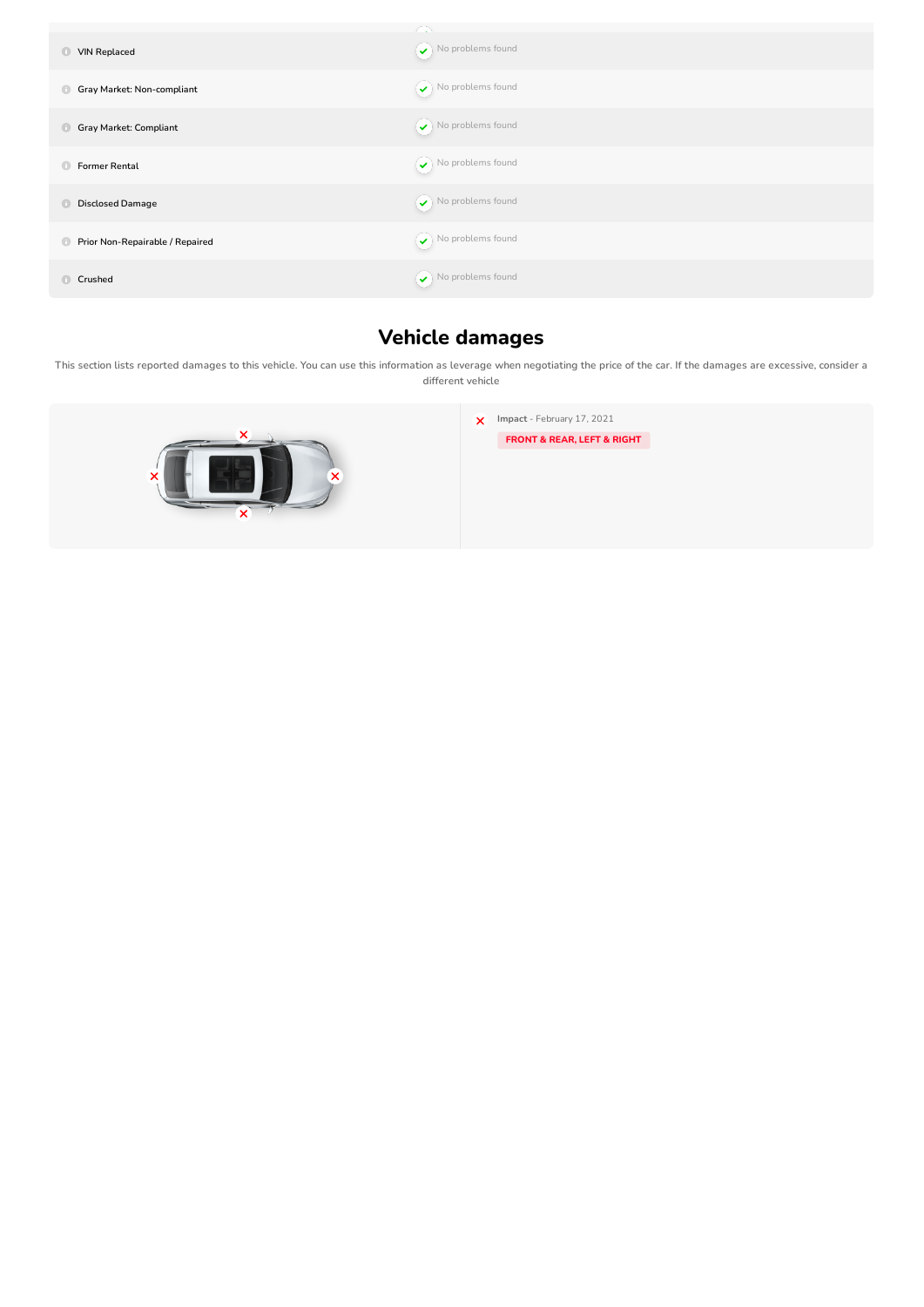| | |
|---|---|
| VIN Replaced | No problems found |
| Gray Market: Non-compliant | No problems found |
| Gray Market: Compliant | No problems found |
| Former Rental | No problems found |
| Disclosed Damage | No problems found |
| Prior Non-Repairable / Repaired | No problems found |
| Crushed | No problems found |

## Vehicle damages

This section lists reported damages to this vehicle. You can use this information as leverage when negotiating the price of the car. If the damages are excessive, consider a different vehicle

**Impact** - February 17, 2021

**FRONT & REAR, LEFT & RIGHT**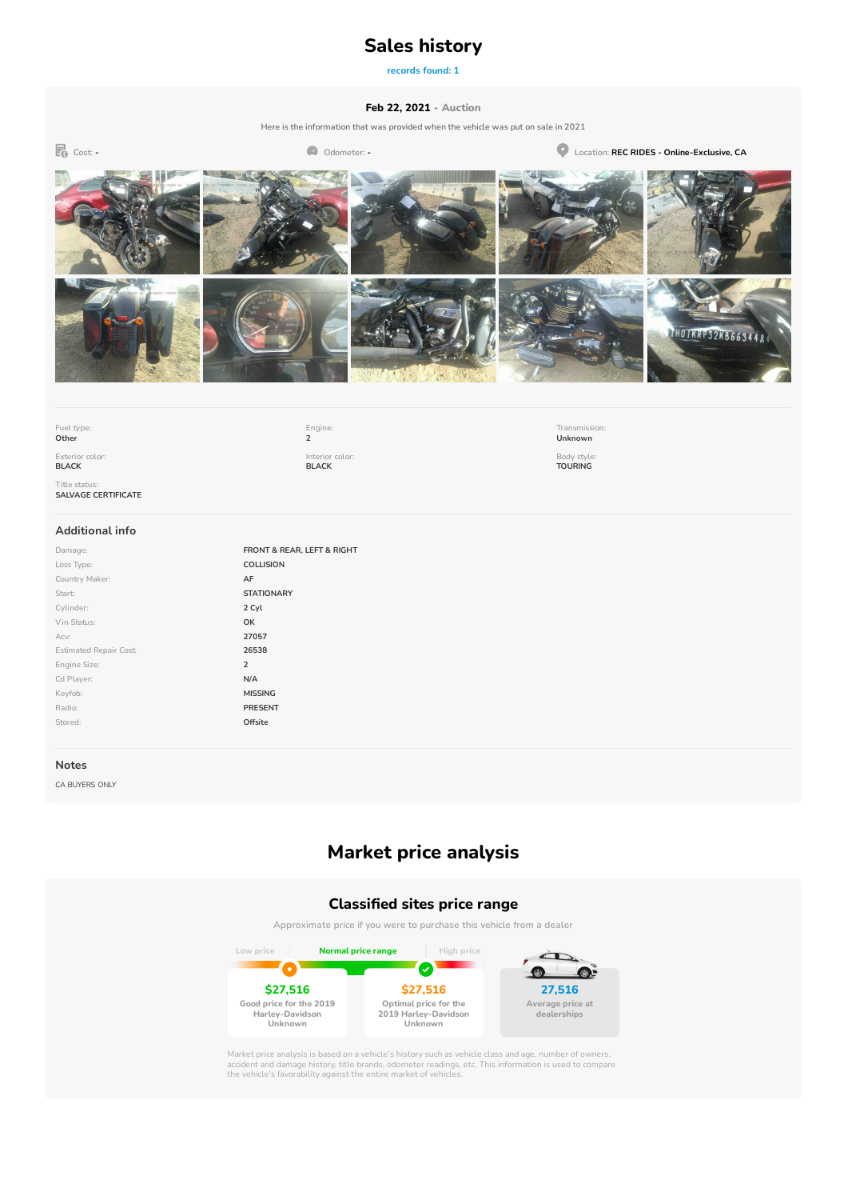# Sales history

records found: 1

**Feb 22, 2021** - Auction

Here is the information that was provided when the vehicle was put on sale in 2021

Cost: - | Odometer: - | Location: **REC RIDES - Online-Exclusive, CA**

| | | |
|---|---|---|
| Fuel type: Other | Engine: 2 | Transmission: Unknown |
| Exterior color: BLACK | Interior color: BLACK | Body style: TOURING |
| Title status: SALVAGE CERTIFICATE | | |

## Additional info

| | |
|---|---|
| Damage: | FRONT & REAR, LEFT & RIGHT |
| Loss Type: | COLLISION |
| Country Maker: | AF |
| Start: | STATIONARY |
| Cylinder: | 2 Cyl |
| Vin Status: | OK |
| Acv: | 27057 |
| Estimated Repair Cost: | 26538 |
| Engine Size: | 2 |
| Cd Player: | N/A |
| Keyfob: | MISSING |
| Radio: | PRESENT |
| Stored: | Offsite |

## Notes

CA BUYERS ONLY

# Market price analysis

## Classified sites price range

Approximate price if you were to purchase this vehicle from a dealer

Low price | Normal price range | High price

**$27,516** Good price for the 2019 Harley-Davidson Unknown

**$27,516** Optimal price for the 2019 Harley-Davidson Unknown

**27,516** Average price at dealerships

Market price analysis is based on a vehicle's history such as vehicle class and age, number of owners, accident and damage history, title brands, odometer readings, etc. This information is used to compare the vehicle's favorability against the entire market of vehicles.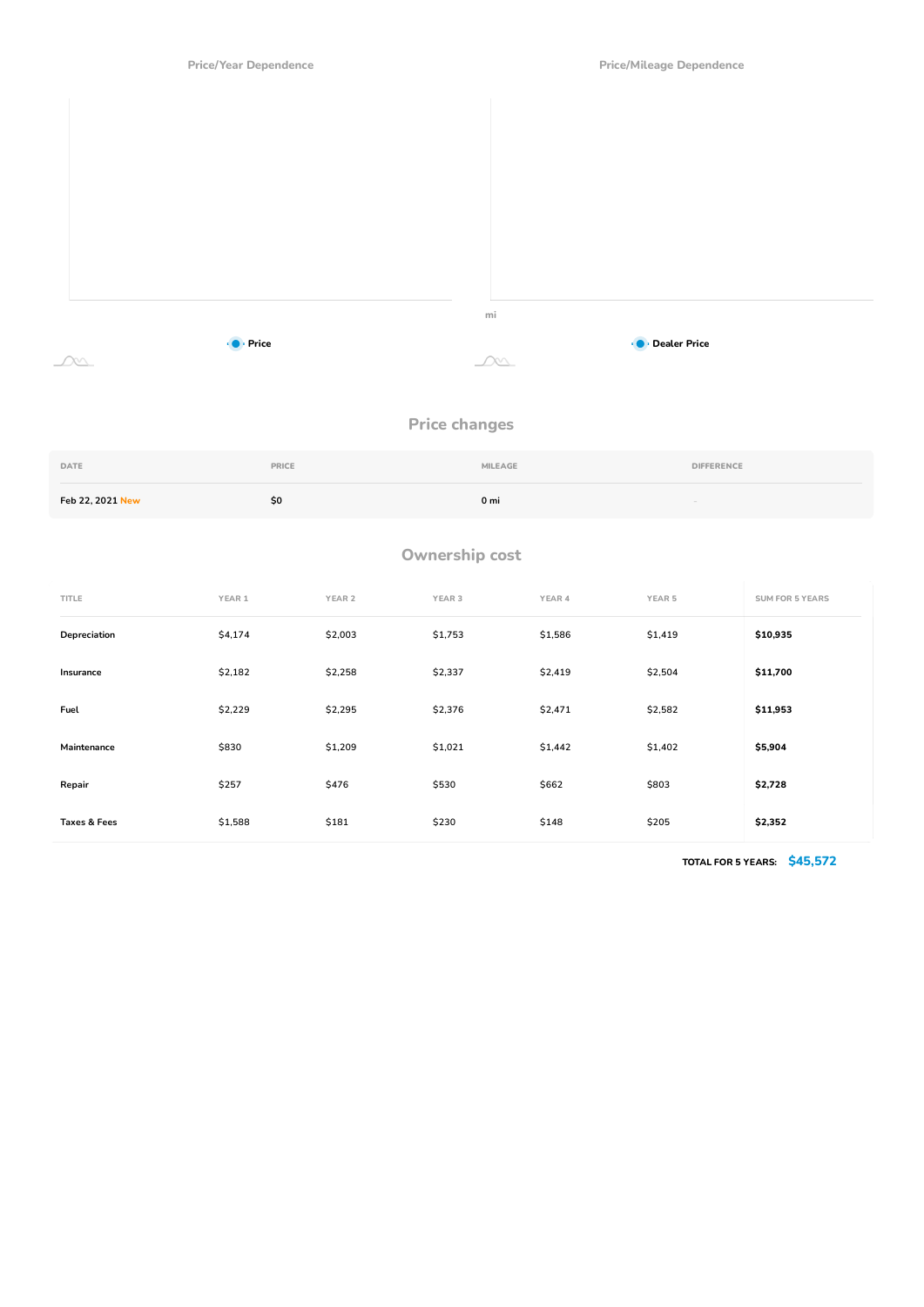Price/Year Dependence

Price

Price/Mileage Dependence

mi

Dealer Price

## Price changes

| DATE | PRICE | MILEAGE | DIFFERENCE |
|---|---|---|---|
| Feb 22, 2021 New | $0 | 0 mi | - |

## Ownership cost

| TITLE | YEAR 1 | YEAR 2 | YEAR 3 | YEAR 4 | YEAR 5 | SUM FOR 5 YEARS |
|---|---|---|---|---|---|---|
| Depreciation | $4,174 | $2,003 | $1,753 | $1,586 | $1,419 | **$10,935** |
| Insurance | $2,182 | $2,258 | $2,337 | $2,419 | $2,504 | **$11,700** |
| Fuel | $2,229 | $2,295 | $2,376 | $2,471 | $2,582 | **$11,953** |
| Maintenance | $830 | $1,209 | $1,021 | $1,442 | $1,402 | **$5,904** |
| Repair | $257 | $476 | $530 | $662 | $803 | **$2,728** |
| Taxes & Fees | $1,588 | $181 | $230 | $148 | $205 | **$2,352** |

**TOTAL FOR 5 YEARS:** **$45,572**